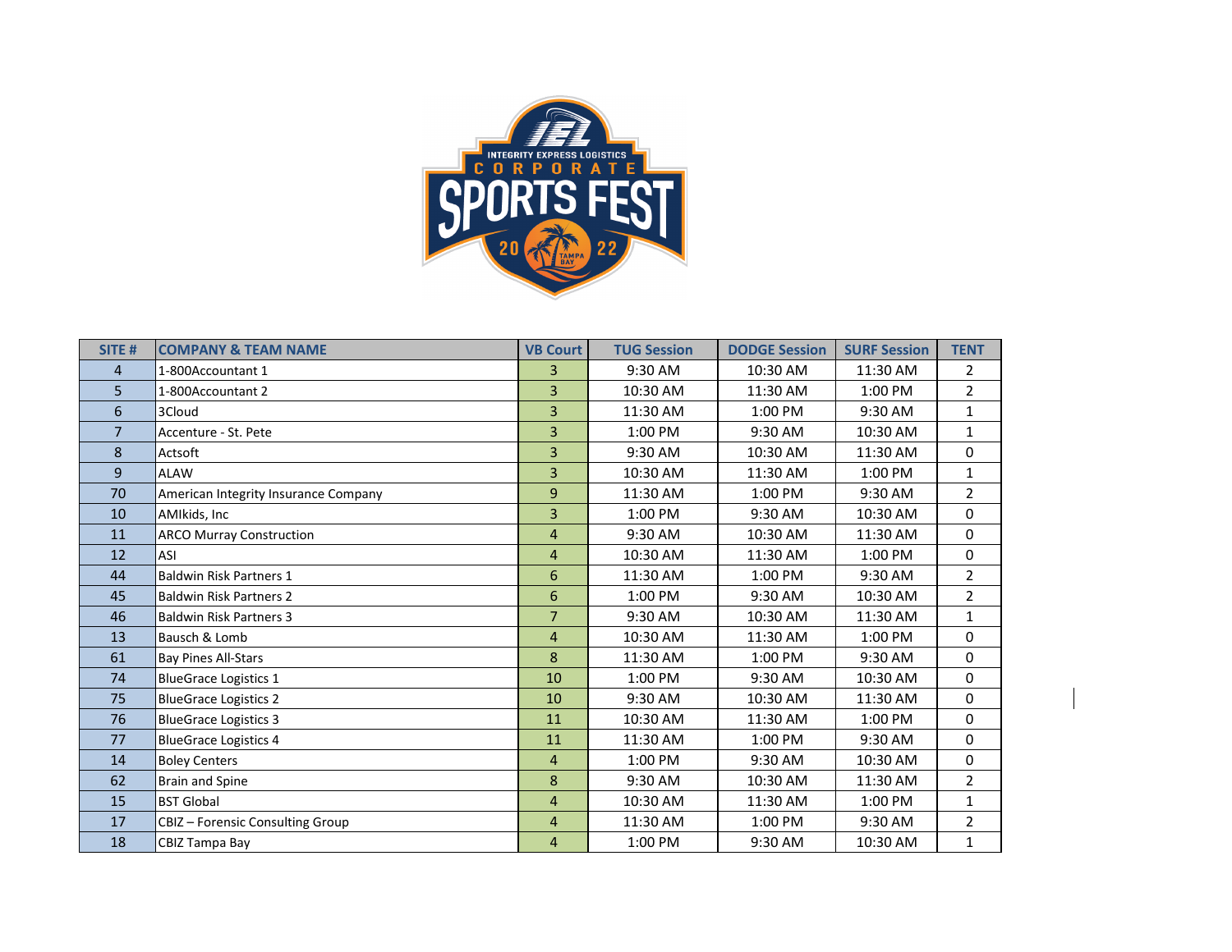INTEGRITY EXPRESS LOGISTICS CORPORATE SPORTS FEST 2022 TAMPA BAY

| SITE # | COMPANY & TEAM NAME | VB Court | TUG Session | DODGE Session | SURF Session | TENT |
|---|---|---|---|---|---|---|
| 4 | 1-800Accountant 1 | 3 | 9:30 AM | 10:30 AM | 11:30 AM | 2 |
| 5 | 1-800Accountant 2 | 3 | 10:30 AM | 11:30 AM | 1:00 PM | 2 |
| 6 | 3Cloud | 3 | 11:30 AM | 1:00 PM | 9:30 AM | 1 |
| 7 | Accenture - St. Pete | 3 | 1:00 PM | 9:30 AM | 10:30 AM | 1 |
| 8 | Actsoft | 3 | 9:30 AM | 10:30 AM | 11:30 AM | 0 |
| 9 | ALAW | 3 | 10:30 AM | 11:30 AM | 1:00 PM | 1 |
| 70 | American Integrity Insurance Company | 9 | 11:30 AM | 1:00 PM | 9:30 AM | 2 |
| 10 | AMIkids, Inc | 3 | 1:00 PM | 9:30 AM | 10:30 AM | 0 |
| 11 | ARCO Murray Construction | 4 | 9:30 AM | 10:30 AM | 11:30 AM | 0 |
| 12 | ASI | 4 | 10:30 AM | 11:30 AM | 1:00 PM | 0 |
| 44 | Baldwin Risk Partners 1 | 6 | 11:30 AM | 1:00 PM | 9:30 AM | 2 |
| 45 | Baldwin Risk Partners 2 | 6 | 1:00 PM | 9:30 AM | 10:30 AM | 2 |
| 46 | Baldwin Risk Partners 3 | 7 | 9:30 AM | 10:30 AM | 11:30 AM | 1 |
| 13 | Bausch & Lomb | 4 | 10:30 AM | 11:30 AM | 1:00 PM | 0 |
| 61 | Bay Pines All-Stars | 8 | 11:30 AM | 1:00 PM | 9:30 AM | 0 |
| 74 | BlueGrace Logistics 1 | 10 | 1:00 PM | 9:30 AM | 10:30 AM | 0 |
| 75 | BlueGrace Logistics 2 | 10 | 9:30 AM | 10:30 AM | 11:30 AM | 0 |
| 76 | BlueGrace Logistics 3 | 11 | 10:30 AM | 11:30 AM | 1:00 PM | 0 |
| 77 | BlueGrace Logistics 4 | 11 | 11:30 AM | 1:00 PM | 9:30 AM | 0 |
| 14 | Boley Centers | 4 | 1:00 PM | 9:30 AM | 10:30 AM | 0 |
| 62 | Brain and Spine | 8 | 9:30 AM | 10:30 AM | 11:30 AM | 2 |
| 15 | BST Global | 4 | 10:30 AM | 11:30 AM | 1:00 PM | 1 |
| 17 | CBIZ – Forensic Consulting Group | 4 | 11:30 AM | 1:00 PM | 9:30 AM | 2 |
| 18 | CBIZ Tampa Bay | 4 | 1:00 PM | 9:30 AM | 10:30 AM | 1 |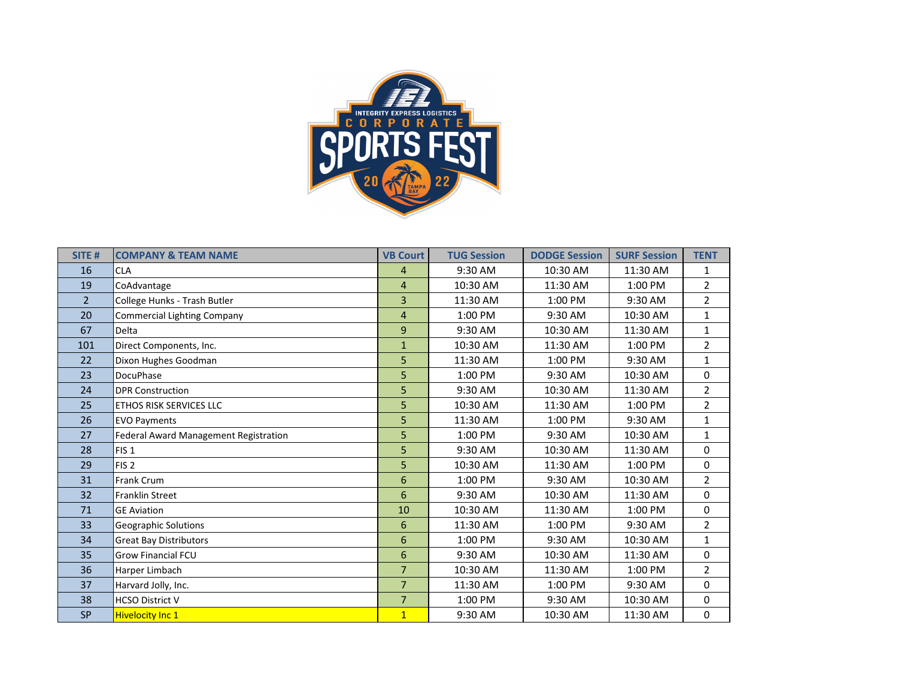| SITE # | COMPANY & TEAM NAME | VB Court | TUG Session | DODGE Session | SURF Session | TENT |
|---|---|---|---|---|---|---|
| 16 | CLA | 4 | 9:30 AM | 10:30 AM | 11:30 AM | 1 |
| 19 | CoAdvantage | 4 | 10:30 AM | 11:30 AM | 1:00 PM | 2 |
| 2 | College Hunks - Trash Butler | 3 | 11:30 AM | 1:00 PM | 9:30 AM | 2 |
| 20 | Commercial Lighting Company | 4 | 1:00 PM | 9:30 AM | 10:30 AM | 1 |
| 67 | Delta | 9 | 9:30 AM | 10:30 AM | 11:30 AM | 1 |
| 101 | Direct Components, Inc. | 1 | 10:30 AM | 11:30 AM | 1:00 PM | 2 |
| 22 | Dixon Hughes Goodman | 5 | 11:30 AM | 1:00 PM | 9:30 AM | 1 |
| 23 | DocuPhase | 5 | 1:00 PM | 9:30 AM | 10:30 AM | 0 |
| 24 | DPR Construction | 5 | 9:30 AM | 10:30 AM | 11:30 AM | 2 |
| 25 | ETHOS RISK SERVICES LLC | 5 | 10:30 AM | 11:30 AM | 1:00 PM | 2 |
| 26 | EVO Payments | 5 | 11:30 AM | 1:00 PM | 9:30 AM | 1 |
| 27 | Federal Award Management Registration | 5 | 1:00 PM | 9:30 AM | 10:30 AM | 1 |
| 28 | FIS 1 | 5 | 9:30 AM | 10:30 AM | 11:30 AM | 0 |
| 29 | FIS 2 | 5 | 10:30 AM | 11:30 AM | 1:00 PM | 0 |
| 31 | Frank Crum | 6 | 1:00 PM | 9:30 AM | 10:30 AM | 2 |
| 32 | Franklin Street | 6 | 9:30 AM | 10:30 AM | 11:30 AM | 0 |
| 71 | GE Aviation | 10 | 10:30 AM | 11:30 AM | 1:00 PM | 0 |
| 33 | Geographic Solutions | 6 | 11:30 AM | 1:00 PM | 9:30 AM | 2 |
| 34 | Great Bay Distributors | 6 | 1:00 PM | 9:30 AM | 10:30 AM | 1 |
| 35 | Grow Financial FCU | 6 | 9:30 AM | 10:30 AM | 11:30 AM | 0 |
| 36 | Harper Limbach | 7 | 10:30 AM | 11:30 AM | 1:00 PM | 2 |
| 37 | Harvard Jolly, Inc. | 7 | 11:30 AM | 1:00 PM | 9:30 AM | 0 |
| 38 | HCSO District V | 7 | 1:00 PM | 9:30 AM | 10:30 AM | 0 |
| SP | Hivelocity Inc 1 | 1 | 9:30 AM | 10:30 AM | 11:30 AM | 0 |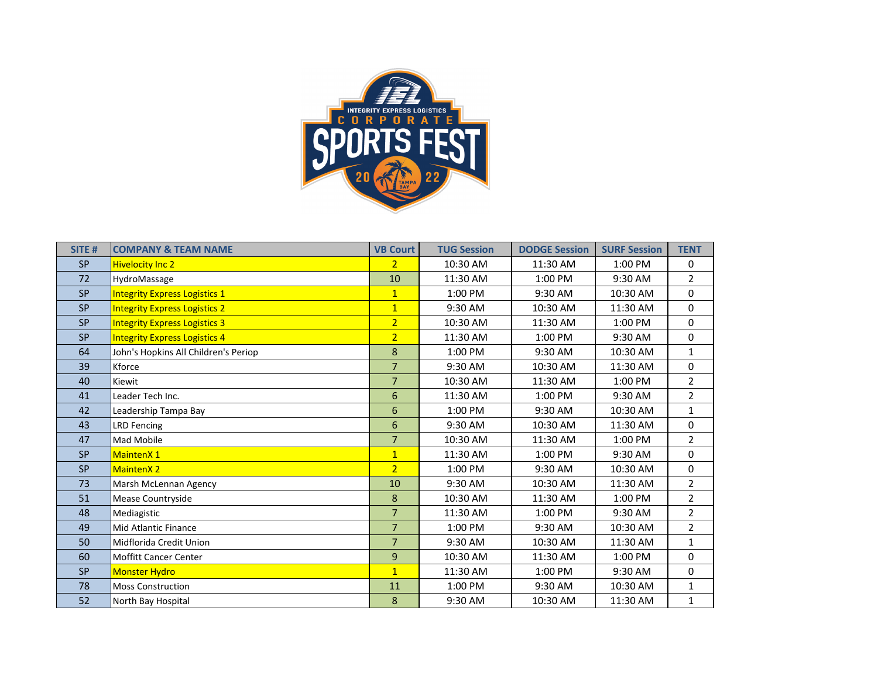| SITE # | COMPANY & TEAM NAME | VB Court | TUG Session | DODGE Session | SURF Session | TENT |
|---|---|---|---|---|---|---|
| SP | Hivelocity Inc 2 | 2 | 10:30 AM | 11:30 AM | 1:00 PM | 0 |
| 72 | HydroMassage | 10 | 11:30 AM | 1:00 PM | 9:30 AM | 2 |
| SP | Integrity Express Logistics 1 | 1 | 1:00 PM | 9:30 AM | 10:30 AM | 0 |
| SP | Integrity Express Logistics 2 | 1 | 9:30 AM | 10:30 AM | 11:30 AM | 0 |
| SP | Integrity Express Logistics 3 | 2 | 10:30 AM | 11:30 AM | 1:00 PM | 0 |
| SP | Integrity Express Logistics 4 | 2 | 11:30 AM | 1:00 PM | 9:30 AM | 0 |
| 64 | John's Hopkins All Children's Periop | 8 | 1:00 PM | 9:30 AM | 10:30 AM | 1 |
| 39 | Kforce | 7 | 9:30 AM | 10:30 AM | 11:30 AM | 0 |
| 40 | Kiewit | 7 | 10:30 AM | 11:30 AM | 1:00 PM | 2 |
| 41 | Leader Tech Inc. | 6 | 11:30 AM | 1:00 PM | 9:30 AM | 2 |
| 42 | Leadership Tampa Bay | 6 | 1:00 PM | 9:30 AM | 10:30 AM | 1 |
| 43 | LRD Fencing | 6 | 9:30 AM | 10:30 AM | 11:30 AM | 0 |
| 47 | Mad Mobile | 7 | 10:30 AM | 11:30 AM | 1:00 PM | 2 |
| SP | MaintenX 1 | 1 | 11:30 AM | 1:00 PM | 9:30 AM | 0 |
| SP | MaintenX 2 | 2 | 1:00 PM | 9:30 AM | 10:30 AM | 0 |
| 73 | Marsh McLennan Agency | 10 | 9:30 AM | 10:30 AM | 11:30 AM | 2 |
| 51 | Mease Countryside | 8 | 10:30 AM | 11:30 AM | 1:00 PM | 2 |
| 48 | Mediagistic | 7 | 11:30 AM | 1:00 PM | 9:30 AM | 2 |
| 49 | Mid Atlantic Finance | 7 | 1:00 PM | 9:30 AM | 10:30 AM | 2 |
| 50 | Midflorida Credit Union | 7 | 9:30 AM | 10:30 AM | 11:30 AM | 1 |
| 60 | Moffitt Cancer Center | 9 | 10:30 AM | 11:30 AM | 1:00 PM | 0 |
| SP | Monster Hydro | 1 | 11:30 AM | 1:00 PM | 9:30 AM | 0 |
| 78 | Moss Construction | 11 | 1:00 PM | 9:30 AM | 10:30 AM | 1 |
| 52 | North Bay Hospital | 8 | 9:30 AM | 10:30 AM | 11:30 AM | 1 |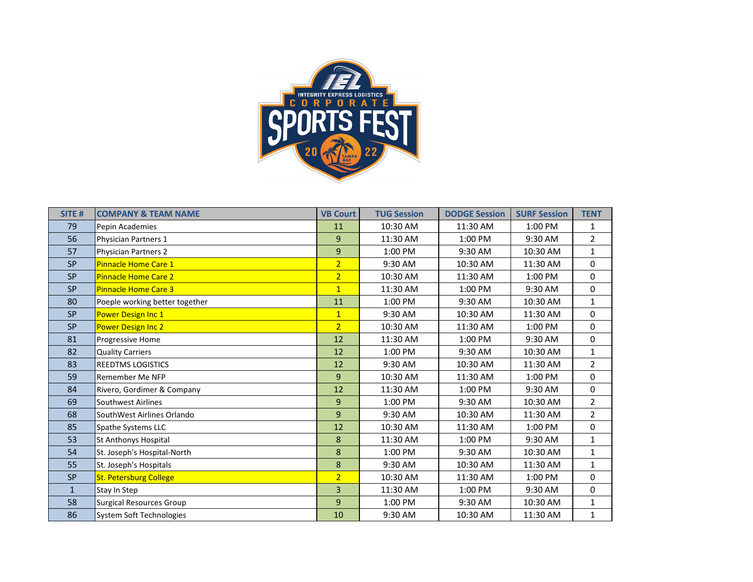| SITE # | COMPANY & TEAM NAME | VB Court | TUG Session | DODGE Session | SURF Session | TENT |
|---|---|---|---|---|---|---|
| 79 | Pepin Academies | 11 | 10:30 AM | 11:30 AM | 1:00 PM | 1 |
| 56 | Physician Partners 1 | 9 | 11:30 AM | 1:00 PM | 9:30 AM | 2 |
| 57 | Physician Partners 2 | 9 | 1:00 PM | 9:30 AM | 10:30 AM | 1 |
| SP | Pinnacle Home Care 1 | 2 | 9:30 AM | 10:30 AM | 11:30 AM | 0 |
| SP | Pinnacle Home Care 2 | 2 | 10:30 AM | 11:30 AM | 1:00 PM | 0 |
| SP | Pinnacle Home Care 3 | 1 | 11:30 AM | 1:00 PM | 9:30 AM | 0 |
| 80 | Poeple working better together | 11 | 1:00 PM | 9:30 AM | 10:30 AM | 1 |
| SP | Power Design Inc 1 | 1 | 9:30 AM | 10:30 AM | 11:30 AM | 0 |
| SP | Power Design Inc 2 | 2 | 10:30 AM | 11:30 AM | 1:00 PM | 0 |
| 81 | Progressive Home | 12 | 11:30 AM | 1:00 PM | 9:30 AM | 0 |
| 82 | Quality Carriers | 12 | 1:00 PM | 9:30 AM | 10:30 AM | 1 |
| 83 | REEDTMS LOGISTICS | 12 | 9:30 AM | 10:30 AM | 11:30 AM | 2 |
| 59 | Remember Me NFP | 9 | 10:30 AM | 11:30 AM | 1:00 PM | 0 |
| 84 | Rivero, Gordimer & Company | 12 | 11:30 AM | 1:00 PM | 9:30 AM | 0 |
| 69 | Southwest Airlines | 9 | 1:00 PM | 9:30 AM | 10:30 AM | 2 |
| 68 | SouthWest Airlines Orlando | 9 | 9:30 AM | 10:30 AM | 11:30 AM | 2 |
| 85 | Spathe Systems LLC | 12 | 10:30 AM | 11:30 AM | 1:00 PM | 0 |
| 53 | St Anthonys Hospital | 8 | 11:30 AM | 1:00 PM | 9:30 AM | 1 |
| 54 | St. Joseph's Hospital-North | 8 | 1:00 PM | 9:30 AM | 10:30 AM | 1 |
| 55 | St. Joseph's Hospitals | 8 | 9:30 AM | 10:30 AM | 11:30 AM | 1 |
| SP | St. Petersburg College | 2 | 10:30 AM | 11:30 AM | 1:00 PM | 0 |
| 1 | Stay In Step | 3 | 11:30 AM | 1:00 PM | 9:30 AM | 0 |
| 58 | Surgical Resources Group | 9 | 1:00 PM | 9:30 AM | 10:30 AM | 1 |
| 86 | System Soft Technologies | 10 | 9:30 AM | 10:30 AM | 11:30 AM | 1 |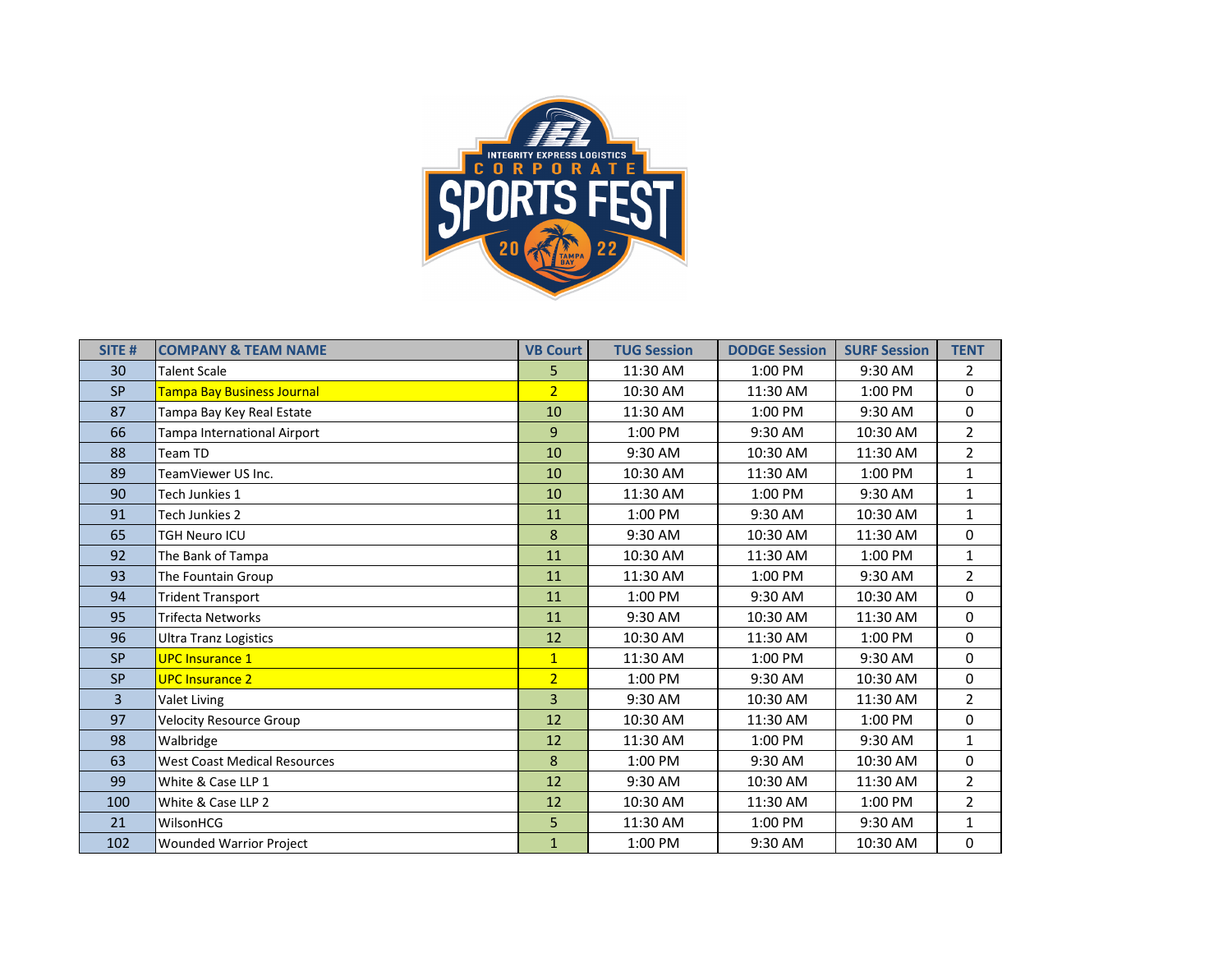| SITE # | COMPANY & TEAM NAME | VB Court | TUG Session | DODGE Session | SURF Session | TENT |
|---|---|---|---|---|---|---|
| 30 | Talent Scale | 5 | 11:30 AM | 1:00 PM | 9:30 AM | 2 |
| SP | Tampa Bay Business Journal | 2 | 10:30 AM | 11:30 AM | 1:00 PM | 0 |
| 87 | Tampa Bay Key Real Estate | 10 | 11:30 AM | 1:00 PM | 9:30 AM | 0 |
| 66 | Tampa International Airport | 9 | 1:00 PM | 9:30 AM | 10:30 AM | 2 |
| 88 | Team TD | 10 | 9:30 AM | 10:30 AM | 11:30 AM | 2 |
| 89 | TeamViewer US Inc. | 10 | 10:30 AM | 11:30 AM | 1:00 PM | 1 |
| 90 | Tech Junkies 1 | 10 | 11:30 AM | 1:00 PM | 9:30 AM | 1 |
| 91 | Tech Junkies 2 | 11 | 1:00 PM | 9:30 AM | 10:30 AM | 1 |
| 65 | TGH Neuro ICU | 8 | 9:30 AM | 10:30 AM | 11:30 AM | 0 |
| 92 | The Bank of Tampa | 11 | 10:30 AM | 11:30 AM | 1:00 PM | 1 |
| 93 | The Fountain Group | 11 | 11:30 AM | 1:00 PM | 9:30 AM | 2 |
| 94 | Trident Transport | 11 | 1:00 PM | 9:30 AM | 10:30 AM | 0 |
| 95 | Trifecta Networks | 11 | 9:30 AM | 10:30 AM | 11:30 AM | 0 |
| 96 | Ultra Tranz Logistics | 12 | 10:30 AM | 11:30 AM | 1:00 PM | 0 |
| SP | UPC Insurance 1 | 1 | 11:30 AM | 1:00 PM | 9:30 AM | 0 |
| SP | UPC Insurance 2 | 2 | 1:00 PM | 9:30 AM | 10:30 AM | 0 |
| 3 | Valet Living | 3 | 9:30 AM | 10:30 AM | 11:30 AM | 2 |
| 97 | Velocity Resource Group | 12 | 10:30 AM | 11:30 AM | 1:00 PM | 0 |
| 98 | Walbridge | 12 | 11:30 AM | 1:00 PM | 9:30 AM | 1 |
| 63 | West Coast Medical Resources | 8 | 1:00 PM | 9:30 AM | 10:30 AM | 0 |
| 99 | White & Case LLP 1 | 12 | 9:30 AM | 10:30 AM | 11:30 AM | 2 |
| 100 | White & Case LLP 2 | 12 | 10:30 AM | 11:30 AM | 1:00 PM | 2 |
| 21 | WilsonHCG | 5 | 11:30 AM | 1:00 PM | 9:30 AM | 1 |
| 102 | Wounded Warrior Project | 1 | 1:00 PM | 9:30 AM | 10:30 AM | 0 |